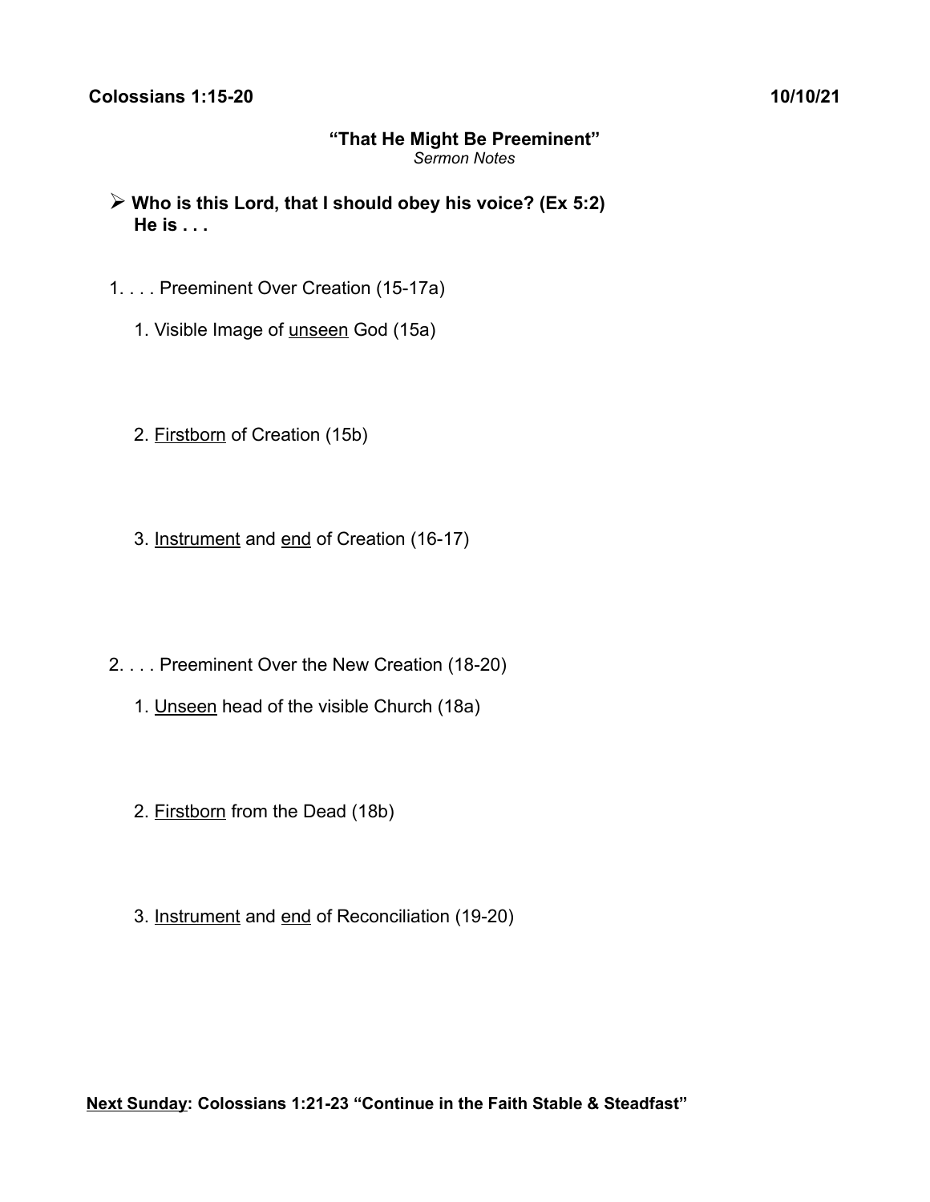**Colossians 1:15-20** **10/10/21**

## "That He Might Be Preeminent"

*Sermon Notes*

- **Who is this Lord, that I should obey his voice? (Ex 5:2)**
  **He is . . .**

1. . . . Preeminent Over Creation (15-17a)

    1. Visible Image of <u>unseen</u> God (15a)

    2. <u>Firstborn</u> of Creation (15b)

    3. <u>Instrument</u> and <u>end</u> of Creation (16-17)

2. . . . Preeminent Over the New Creation (18-20)

    1. <u>Unseen</u> head of the visible Church (18a)

    2. <u>Firstborn</u> from the Dead (18b)

    3. <u>Instrument</u> and <u>end</u> of Reconciliation (19-20)

**<u>Next Sunday</u>: Colossians 1:21-23 "Continue in the Faith Stable & Steadfast"**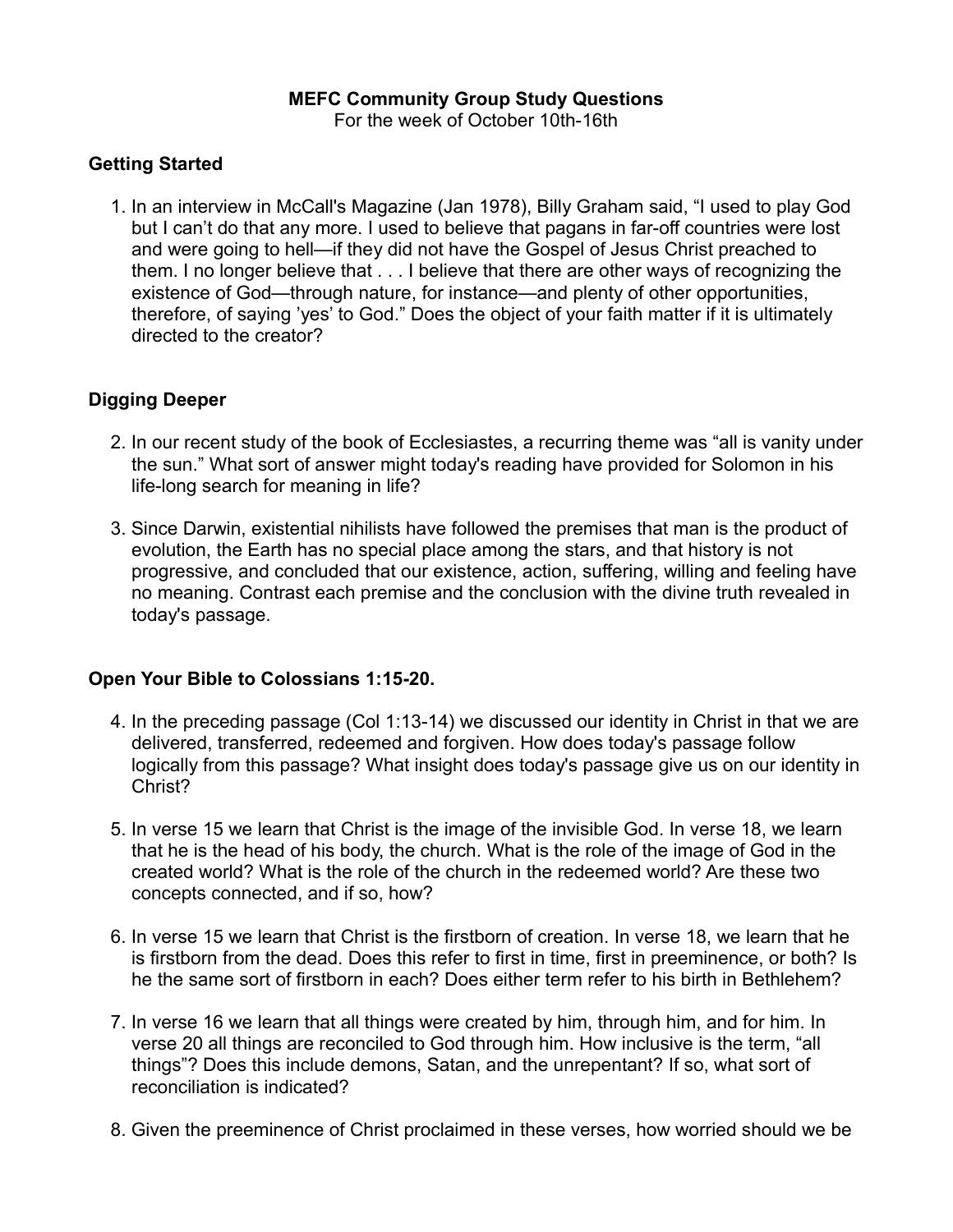**MEFC Community Group Study Questions**

For the week of October 10th-16th

### Getting Started

1. In an interview in McCall's Magazine (Jan 1978), Billy Graham said, "I used to play God but I can't do that any more. I used to believe that pagans in far-off countries were lost and were going to hell—if they did not have the Gospel of Jesus Christ preached to them. I no longer believe that . . . I believe that there are other ways of recognizing the existence of God—through nature, for instance—and plenty of other opportunities, therefore, of saying 'yes' to God." Does the object of your faith matter if it is ultimately directed to the creator?

### Digging Deeper

2. In our recent study of the book of Ecclesiastes, a recurring theme was "all is vanity under the sun." What sort of answer might today's reading have provided for Solomon in his life-long search for meaning in life?

3. Since Darwin, existential nihilists have followed the premises that man is the product of evolution, the Earth has no special place among the stars, and that history is not progressive, and concluded that our existence, action, suffering, willing and feeling have no meaning. Contrast each premise and the conclusion with the divine truth revealed in today's passage.

### Open Your Bible to Colossians 1:15-20.

4. In the preceding passage (Col 1:13-14) we discussed our identity in Christ in that we are delivered, transferred, redeemed and forgiven. How does today's passage follow logically from this passage? What insight does today's passage give us on our identity in Christ?

5. In verse 15 we learn that Christ is the image of the invisible God. In verse 18, we learn that he is the head of his body, the church. What is the role of the image of God in the created world? What is the role of the church in the redeemed world? Are these two concepts connected, and if so, how?

6. In verse 15 we learn that Christ is the firstborn of creation. In verse 18, we learn that he is firstborn from the dead. Does this refer to first in time, first in preeminence, or both? Is he the same sort of firstborn in each? Does either term refer to his birth in Bethlehem?

7. In verse 16 we learn that all things were created by him, through him, and for him. In verse 20 all things are reconciled to God through him. How inclusive is the term, "all things"? Does this include demons, Satan, and the unrepentant? If so, what sort of reconciliation is indicated?

8. Given the preeminence of Christ proclaimed in these verses, how worried should we be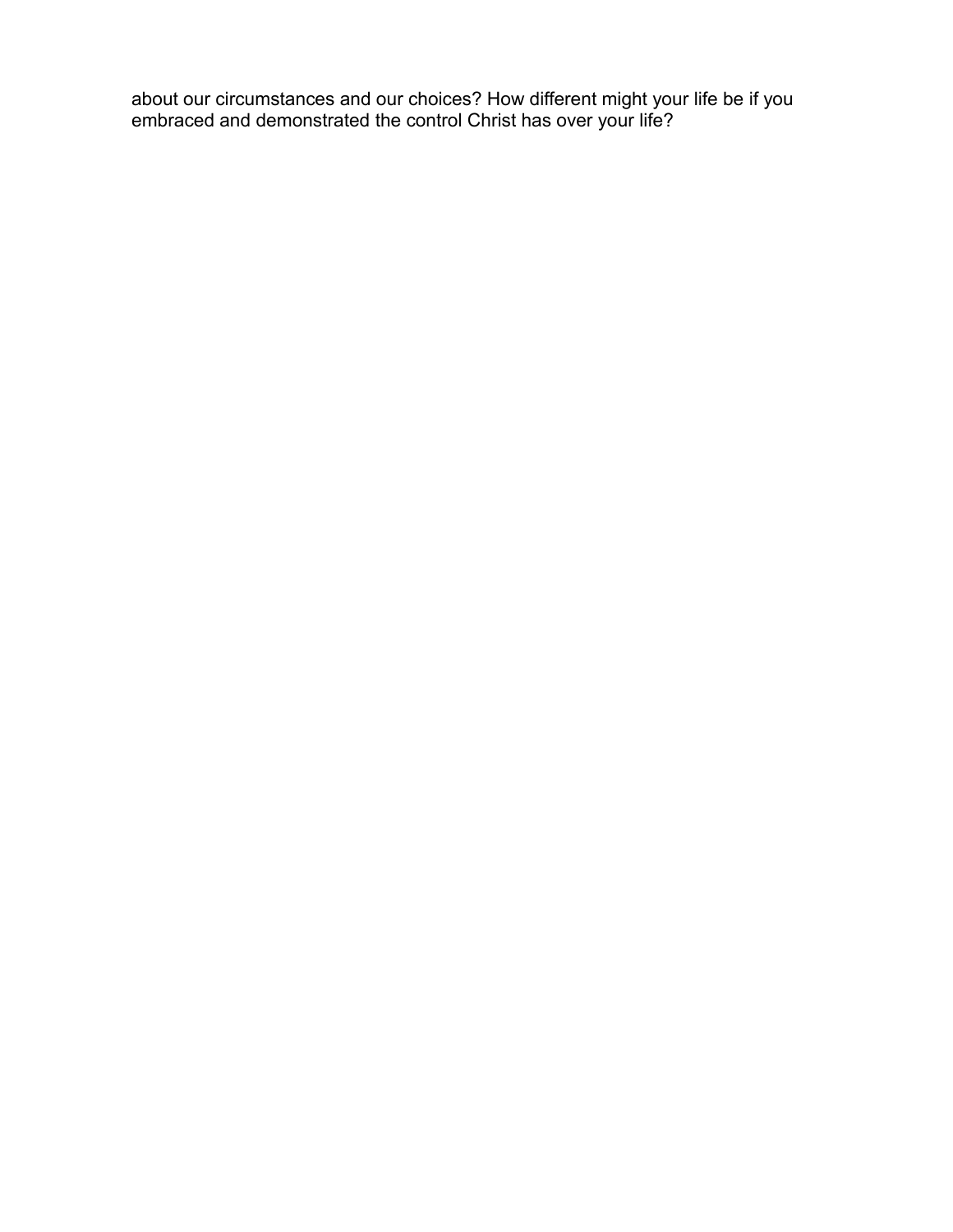about our circumstances and our choices? How different might your life be if you embraced and demonstrated the control Christ has over your life?